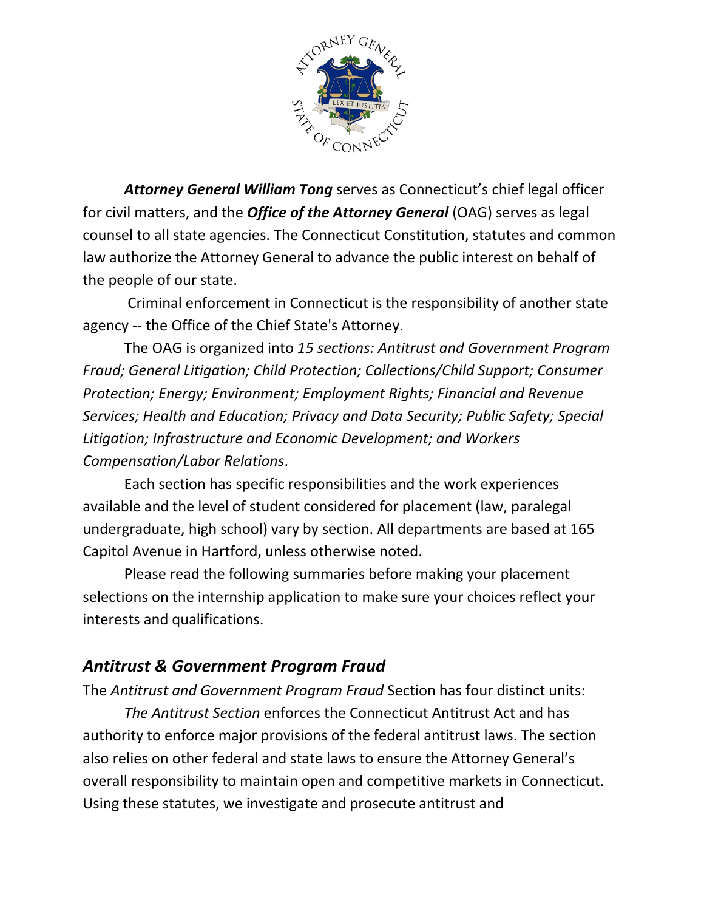***Attorney General William Tong*** serves as Connecticut's chief legal officer for civil matters, and the ***Office of the Attorney General*** (OAG) serves as legal counsel to all state agencies. The Connecticut Constitution, statutes and common law authorize the Attorney General to advance the public interest on behalf of the people of our state.

Criminal enforcement in Connecticut is the responsibility of another state agency -- the Office of the Chief State's Attorney.

The OAG is organized into *15 sections: Antitrust and Government Program Fraud; General Litigation; Child Protection; Collections/Child Support; Consumer Protection; Energy; Environment; Employment Rights; Financial and Revenue Services; Health and Education; Privacy and Data Security; Public Safety; Special Litigation; Infrastructure and Economic Development; and Workers Compensation/Labor Relations*.

Each section has specific responsibilities and the work experiences available and the level of student considered for placement (law, paralegal undergraduate, high school) vary by section. All departments are based at 165 Capitol Avenue in Hartford, unless otherwise noted.

Please read the following summaries before making your placement selections on the internship application to make sure your choices reflect your interests and qualifications.

## *Antitrust & Government Program Fraud*

The *Antitrust and Government Program Fraud* Section has four distinct units:

*The Antitrust Section* enforces the Connecticut Antitrust Act and has authority to enforce major provisions of the federal antitrust laws. The section also relies on other federal and state laws to ensure the Attorney General's overall responsibility to maintain open and competitive markets in Connecticut. Using these statutes, we investigate and prosecute antitrust and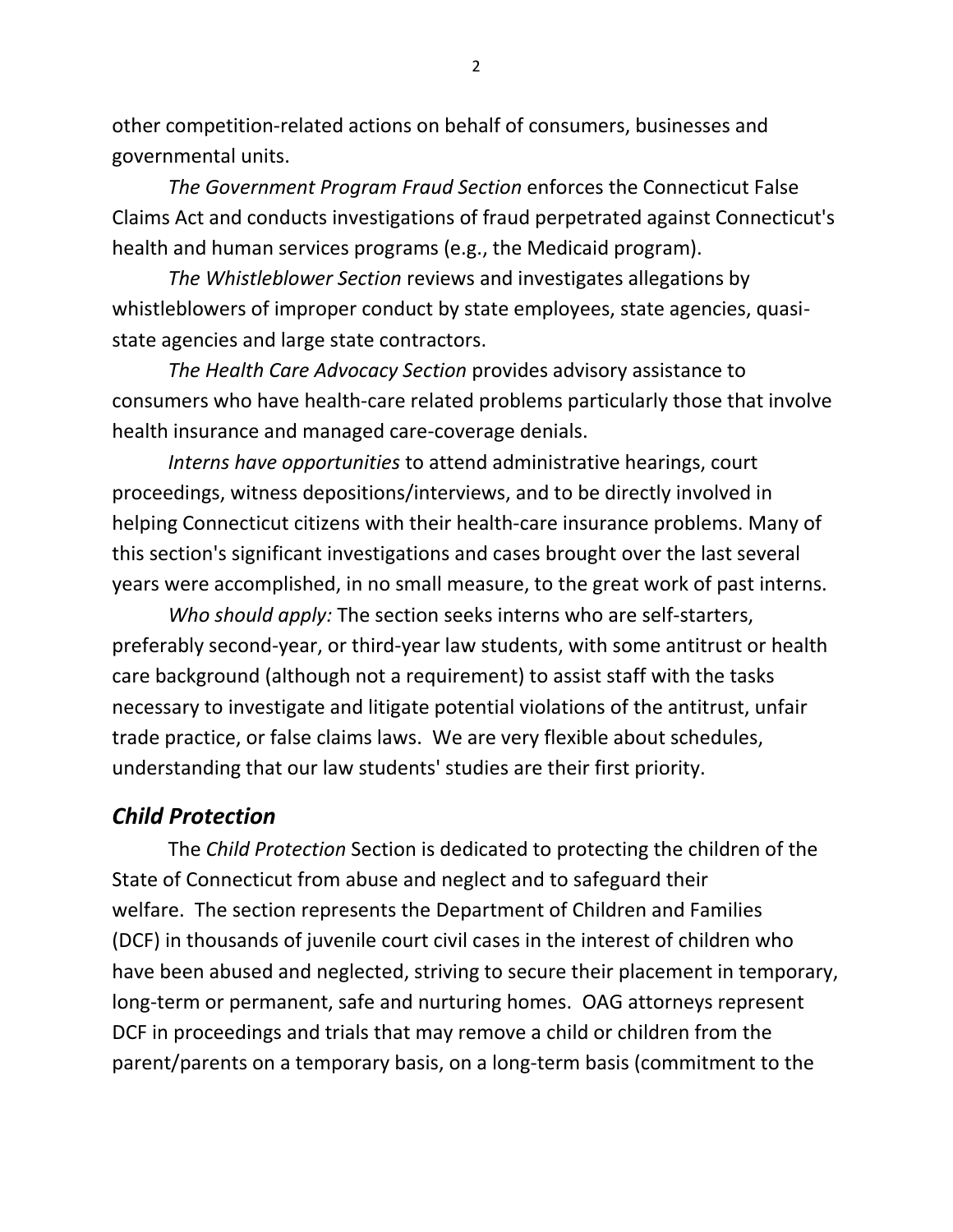other competition-related actions on behalf of consumers, businesses and governmental units.

*The Government Program Fraud Section* enforces the Connecticut False Claims Act and conducts investigations of fraud perpetrated against Connecticut's health and human services programs (e.g., the Medicaid program).

*The Whistleblower Section* reviews and investigates allegations by whistleblowers of improper conduct by state employees, state agencies, quasi-state agencies and large state contractors.

*The Health Care Advocacy Section* provides advisory assistance to consumers who have health-care related problems particularly those that involve health insurance and managed care-coverage denials.

*Interns have opportunities* to attend administrative hearings, court proceedings, witness depositions/interviews, and to be directly involved in helping Connecticut citizens with their health-care insurance problems. Many of this section's significant investigations and cases brought over the last several years were accomplished, in no small measure, to the great work of past interns.

*Who should apply:* The section seeks interns who are self-starters, preferably second-year, or third-year law students, with some antitrust or health care background (although not a requirement) to assist staff with the tasks necessary to investigate and litigate potential violations of the antitrust, unfair trade practice, or false claims laws. We are very flexible about schedules, understanding that our law students' studies are their first priority.

## *Child Protection*

The *Child Protection* Section is dedicated to protecting the children of the State of Connecticut from abuse and neglect and to safeguard their welfare. The section represents the Department of Children and Families (DCF) in thousands of juvenile court civil cases in the interest of children who have been abused and neglected, striving to secure their placement in temporary, long-term or permanent, safe and nurturing homes. OAG attorneys represent DCF in proceedings and trials that may remove a child or children from the parent/parents on a temporary basis, on a long-term basis (commitment to the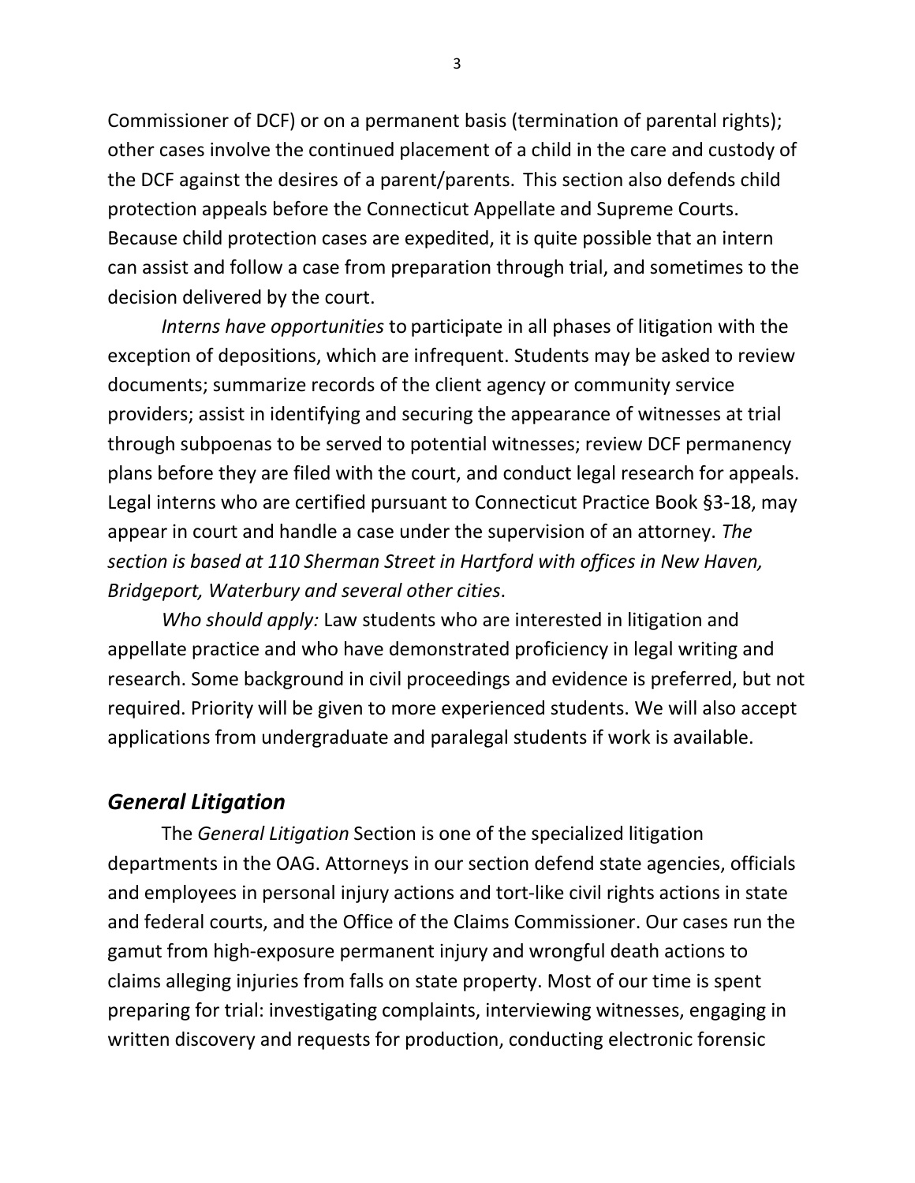Commissioner of DCF) or on a permanent basis (termination of parental rights); other cases involve the continued placement of a child in the care and custody of the DCF against the desires of a parent/parents. This section also defends child protection appeals before the Connecticut Appellate and Supreme Courts. Because child protection cases are expedited, it is quite possible that an intern can assist and follow a case from preparation through trial, and sometimes to the decision delivered by the court.

*Interns have opportunities* to participate in all phases of litigation with the exception of depositions, which are infrequent. Students may be asked to review documents; summarize records of the client agency or community service providers; assist in identifying and securing the appearance of witnesses at trial through subpoenas to be served to potential witnesses; review DCF permanency plans before they are filed with the court, and conduct legal research for appeals. Legal interns who are certified pursuant to Connecticut Practice Book §3-18, may appear in court and handle a case under the supervision of an attorney. *The section is based at 110 Sherman Street in Hartford with offices in New Haven, Bridgeport, Waterbury and several other cities*.

*Who should apply:* Law students who are interested in litigation and appellate practice and who have demonstrated proficiency in legal writing and research. Some background in civil proceedings and evidence is preferred, but not required. Priority will be given to more experienced students. We will also accept applications from undergraduate and paralegal students if work is available.

## *General Litigation*

The *General Litigation* Section is one of the specialized litigation departments in the OAG. Attorneys in our section defend state agencies, officials and employees in personal injury actions and tort-like civil rights actions in state and federal courts, and the Office of the Claims Commissioner. Our cases run the gamut from high-exposure permanent injury and wrongful death actions to claims alleging injuries from falls on state property. Most of our time is spent preparing for trial: investigating complaints, interviewing witnesses, engaging in written discovery and requests for production, conducting electronic forensic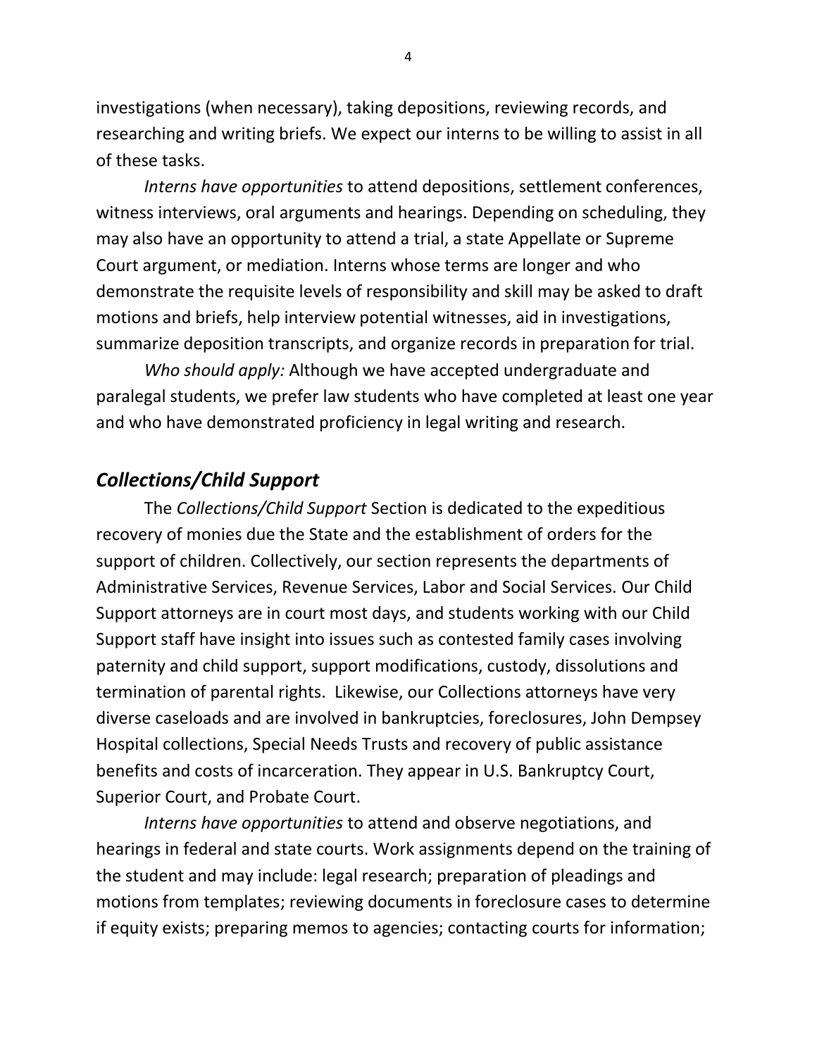investigations (when necessary), taking depositions, reviewing records, and researching and writing briefs. We expect our interns to be willing to assist in all of these tasks.

*Interns have opportunities* to attend depositions, settlement conferences, witness interviews, oral arguments and hearings. Depending on scheduling, they may also have an opportunity to attend a trial, a state Appellate or Supreme Court argument, or mediation. Interns whose terms are longer and who demonstrate the requisite levels of responsibility and skill may be asked to draft motions and briefs, help interview potential witnesses, aid in investigations, summarize deposition transcripts, and organize records in preparation for trial.

*Who should apply:* Although we have accepted undergraduate and paralegal students, we prefer law students who have completed at least one year and who have demonstrated proficiency in legal writing and research.

## *Collections/Child Support*

The *Collections/Child Support* Section is dedicated to the expeditious recovery of monies due the State and the establishment of orders for the support of children. Collectively, our section represents the departments of Administrative Services, Revenue Services, Labor and Social Services. Our Child Support attorneys are in court most days, and students working with our Child Support staff have insight into issues such as contested family cases involving paternity and child support, support modifications, custody, dissolutions and termination of parental rights. Likewise, our Collections attorneys have very diverse caseloads and are involved in bankruptcies, foreclosures, John Dempsey Hospital collections, Special Needs Trusts and recovery of public assistance benefits and costs of incarceration. They appear in U.S. Bankruptcy Court, Superior Court, and Probate Court.

*Interns have opportunities* to attend and observe negotiations, and hearings in federal and state courts. Work assignments depend on the training of the student and may include: legal research; preparation of pleadings and motions from templates; reviewing documents in foreclosure cases to determine if equity exists; preparing memos to agencies; contacting courts for information;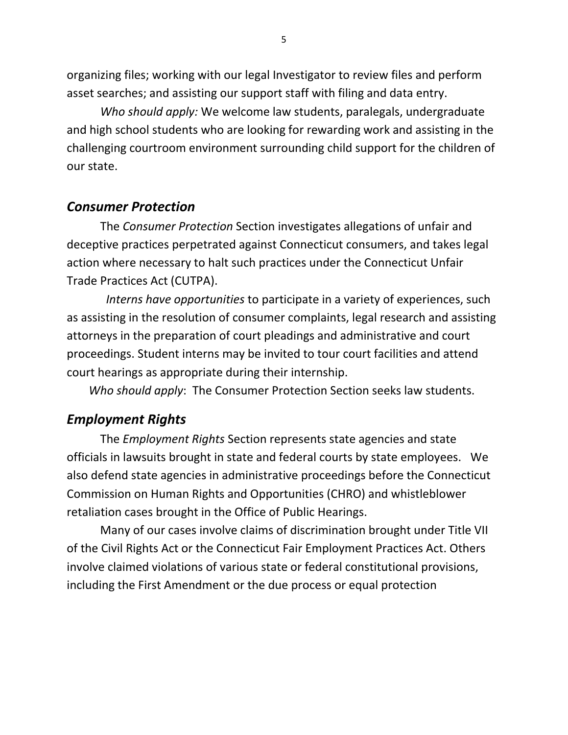organizing files; working with our legal Investigator to review files and perform asset searches; and assisting our support staff with filing and data entry.

*Who should apply:* We welcome law students, paralegals, undergraduate and high school students who are looking for rewarding work and assisting in the challenging courtroom environment surrounding child support for the children of our state.

## *Consumer Protection*

The *Consumer Protection* Section investigates allegations of unfair and deceptive practices perpetrated against Connecticut consumers, and takes legal action where necessary to halt such practices under the Connecticut Unfair Trade Practices Act (CUTPA).

*Interns have opportunities* to participate in a variety of experiences, such as assisting in the resolution of consumer complaints, legal research and assisting attorneys in the preparation of court pleadings and administrative and court proceedings. Student interns may be invited to tour court facilities and attend court hearings as appropriate during their internship.

*Who should apply*: The Consumer Protection Section seeks law students.

## *Employment Rights*

The *Employment Rights* Section represents state agencies and state officials in lawsuits brought in state and federal courts by state employees. We also defend state agencies in administrative proceedings before the Connecticut Commission on Human Rights and Opportunities (CHRO) and whistleblower retaliation cases brought in the Office of Public Hearings.

Many of our cases involve claims of discrimination brought under Title VII of the Civil Rights Act or the Connecticut Fair Employment Practices Act. Others involve claimed violations of various state or federal constitutional provisions, including the First Amendment or the due process or equal protection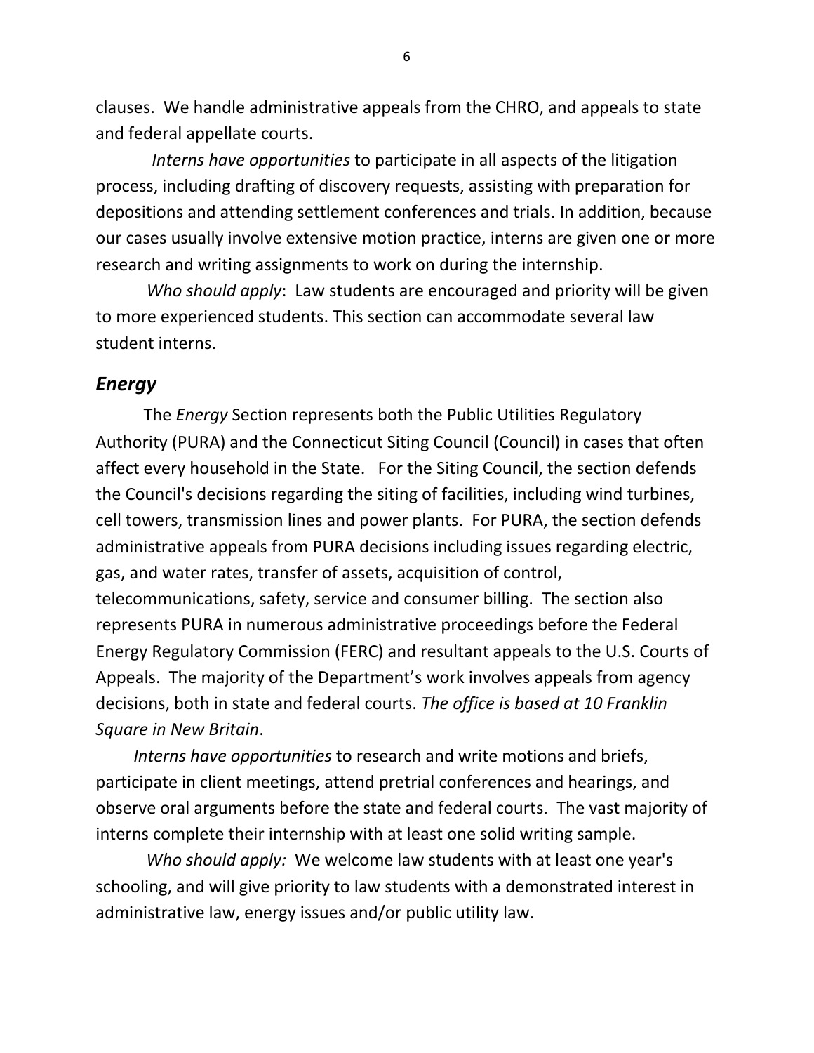clauses. We handle administrative appeals from the CHRO, and appeals to state and federal appellate courts.

*Interns have opportunities* to participate in all aspects of the litigation process, including drafting of discovery requests, assisting with preparation for depositions and attending settlement conferences and trials. In addition, because our cases usually involve extensive motion practice, interns are given one or more research and writing assignments to work on during the internship.

*Who should apply*: Law students are encouraged and priority will be given to more experienced students. This section can accommodate several law student interns.

## *Energy*

The *Energy* Section represents both the Public Utilities Regulatory Authority (PURA) and the Connecticut Siting Council (Council) in cases that often affect every household in the State. For the Siting Council, the section defends the Council's decisions regarding the siting of facilities, including wind turbines, cell towers, transmission lines and power plants. For PURA, the section defends administrative appeals from PURA decisions including issues regarding electric, gas, and water rates, transfer of assets, acquisition of control, telecommunications, safety, service and consumer billing. The section also represents PURA in numerous administrative proceedings before the Federal Energy Regulatory Commission (FERC) and resultant appeals to the U.S. Courts of Appeals. The majority of the Department's work involves appeals from agency decisions, both in state and federal courts. *The office is based at 10 Franklin Square in New Britain*.

*Interns have opportunities* to research and write motions and briefs, participate in client meetings, attend pretrial conferences and hearings, and observe oral arguments before the state and federal courts. The vast majority of interns complete their internship with at least one solid writing sample.

*Who should apply:* We welcome law students with at least one year's schooling, and will give priority to law students with a demonstrated interest in administrative law, energy issues and/or public utility law.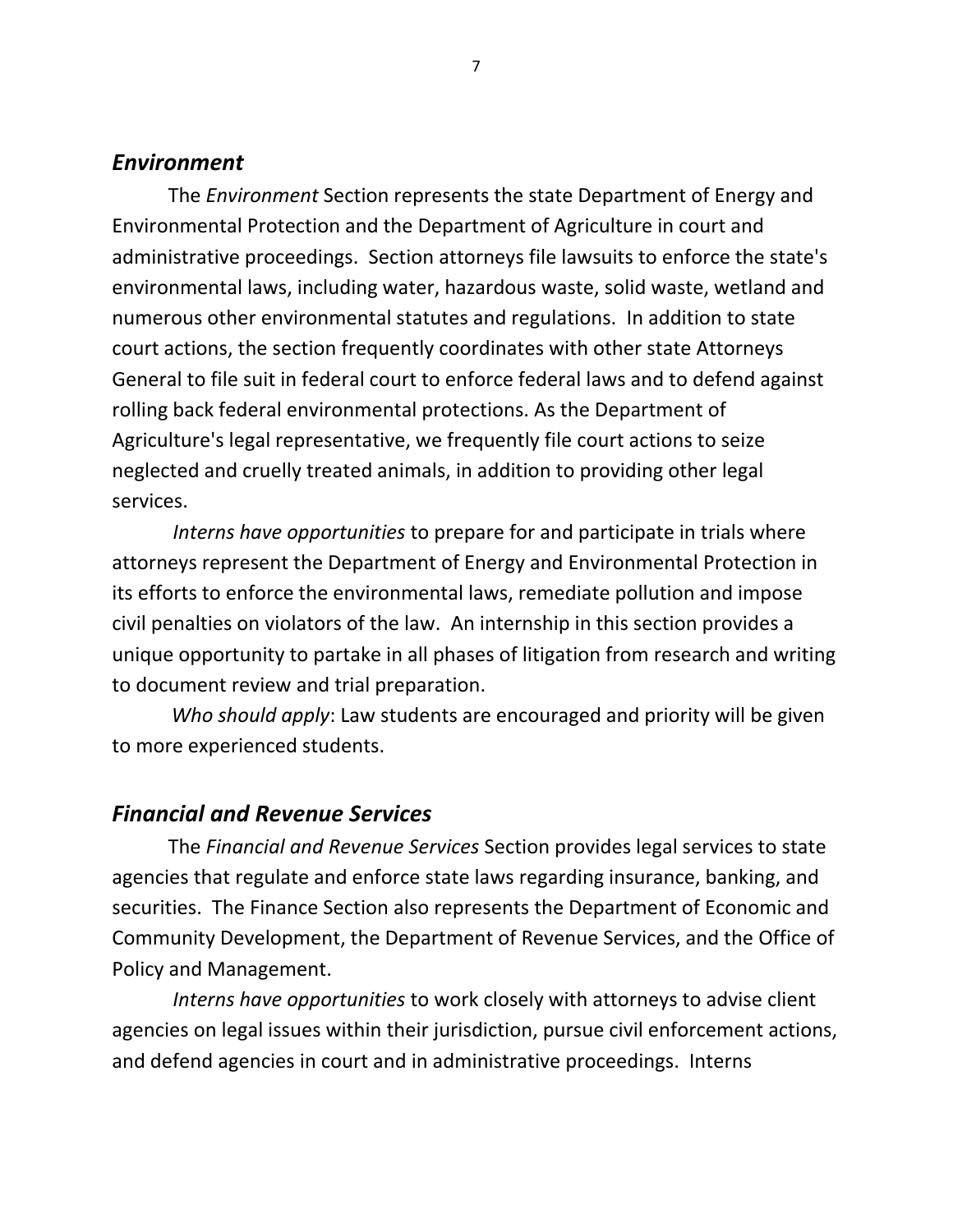## ***Environment***

The *Environment* Section represents the state Department of Energy and Environmental Protection and the Department of Agriculture in court and administrative proceedings. Section attorneys file lawsuits to enforce the state's environmental laws, including water, hazardous waste, solid waste, wetland and numerous other environmental statutes and regulations. In addition to state court actions, the section frequently coordinates with other state Attorneys General to file suit in federal court to enforce federal laws and to defend against rolling back federal environmental protections. As the Department of Agriculture's legal representative, we frequently file court actions to seize neglected and cruelly treated animals, in addition to providing other legal services.

*Interns have opportunities* to prepare for and participate in trials where attorneys represent the Department of Energy and Environmental Protection in its efforts to enforce the environmental laws, remediate pollution and impose civil penalties on violators of the law. An internship in this section provides a unique opportunity to partake in all phases of litigation from research and writing to document review and trial preparation.

*Who should apply*: Law students are encouraged and priority will be given to more experienced students.

## ***Financial and Revenue Services***

The *Financial and Revenue Services* Section provides legal services to state agencies that regulate and enforce state laws regarding insurance, banking, and securities. The Finance Section also represents the Department of Economic and Community Development, the Department of Revenue Services, and the Office of Policy and Management.

*Interns have opportunities* to work closely with attorneys to advise client agencies on legal issues within their jurisdiction, pursue civil enforcement actions, and defend agencies in court and in administrative proceedings. Interns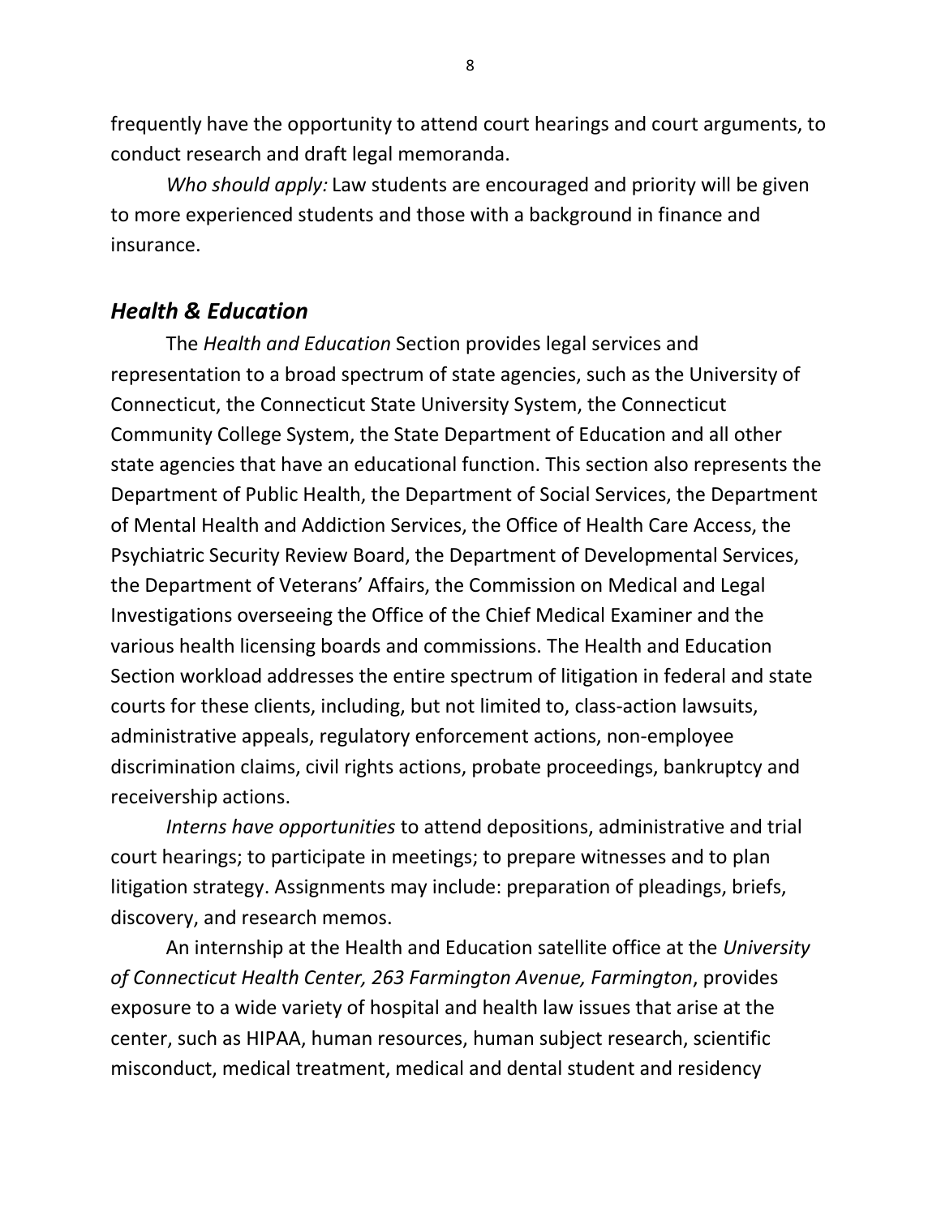frequently have the opportunity to attend court hearings and court arguments, to conduct research and draft legal memoranda.

*Who should apply:* Law students are encouraged and priority will be given to more experienced students and those with a background in finance and insurance.

### *Health & Education*

The *Health and Education* Section provides legal services and representation to a broad spectrum of state agencies, such as the University of Connecticut, the Connecticut State University System, the Connecticut Community College System, the State Department of Education and all other state agencies that have an educational function. This section also represents the Department of Public Health, the Department of Social Services, the Department of Mental Health and Addiction Services, the Office of Health Care Access, the Psychiatric Security Review Board, the Department of Developmental Services, the Department of Veterans' Affairs, the Commission on Medical and Legal Investigations overseeing the Office of the Chief Medical Examiner and the various health licensing boards and commissions. The Health and Education Section workload addresses the entire spectrum of litigation in federal and state courts for these clients, including, but not limited to, class-action lawsuits, administrative appeals, regulatory enforcement actions, non-employee discrimination claims, civil rights actions, probate proceedings, bankruptcy and receivership actions.

*Interns have opportunities* to attend depositions, administrative and trial court hearings; to participate in meetings; to prepare witnesses and to plan litigation strategy. Assignments may include: preparation of pleadings, briefs, discovery, and research memos.

An internship at the Health and Education satellite office at the *University of Connecticut Health Center, 263 Farmington Avenue, Farmington*, provides exposure to a wide variety of hospital and health law issues that arise at the center, such as HIPAA, human resources, human subject research, scientific misconduct, medical treatment, medical and dental student and residency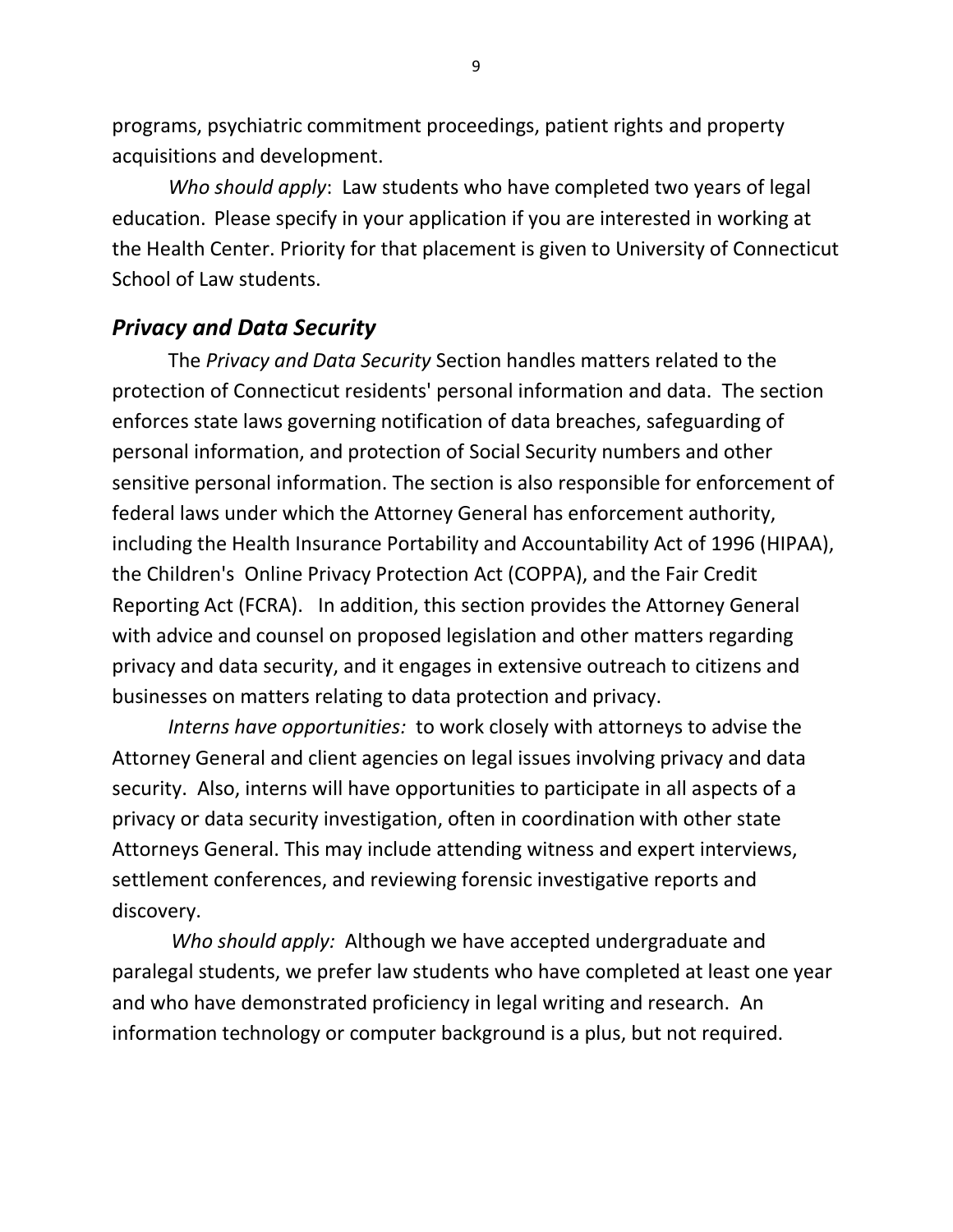programs, psychiatric commitment proceedings, patient rights and property acquisitions and development.

*Who should apply*: Law students who have completed two years of legal education. Please specify in your application if you are interested in working at the Health Center. Priority for that placement is given to University of Connecticut School of Law students.

## *Privacy and Data Security*

The *Privacy and Data Security* Section handles matters related to the protection of Connecticut residents' personal information and data. The section enforces state laws governing notification of data breaches, safeguarding of personal information, and protection of Social Security numbers and other sensitive personal information. The section is also responsible for enforcement of federal laws under which the Attorney General has enforcement authority, including the Health Insurance Portability and Accountability Act of 1996 (HIPAA), the Children's Online Privacy Protection Act (COPPA), and the Fair Credit Reporting Act (FCRA). In addition, this section provides the Attorney General with advice and counsel on proposed legislation and other matters regarding privacy and data security, and it engages in extensive outreach to citizens and businesses on matters relating to data protection and privacy.

*Interns have opportunities:* to work closely with attorneys to advise the Attorney General and client agencies on legal issues involving privacy and data security. Also, interns will have opportunities to participate in all aspects of a privacy or data security investigation, often in coordination with other state Attorneys General. This may include attending witness and expert interviews, settlement conferences, and reviewing forensic investigative reports and discovery.

*Who should apply:* Although we have accepted undergraduate and paralegal students, we prefer law students who have completed at least one year and who have demonstrated proficiency in legal writing and research. An information technology or computer background is a plus, but not required.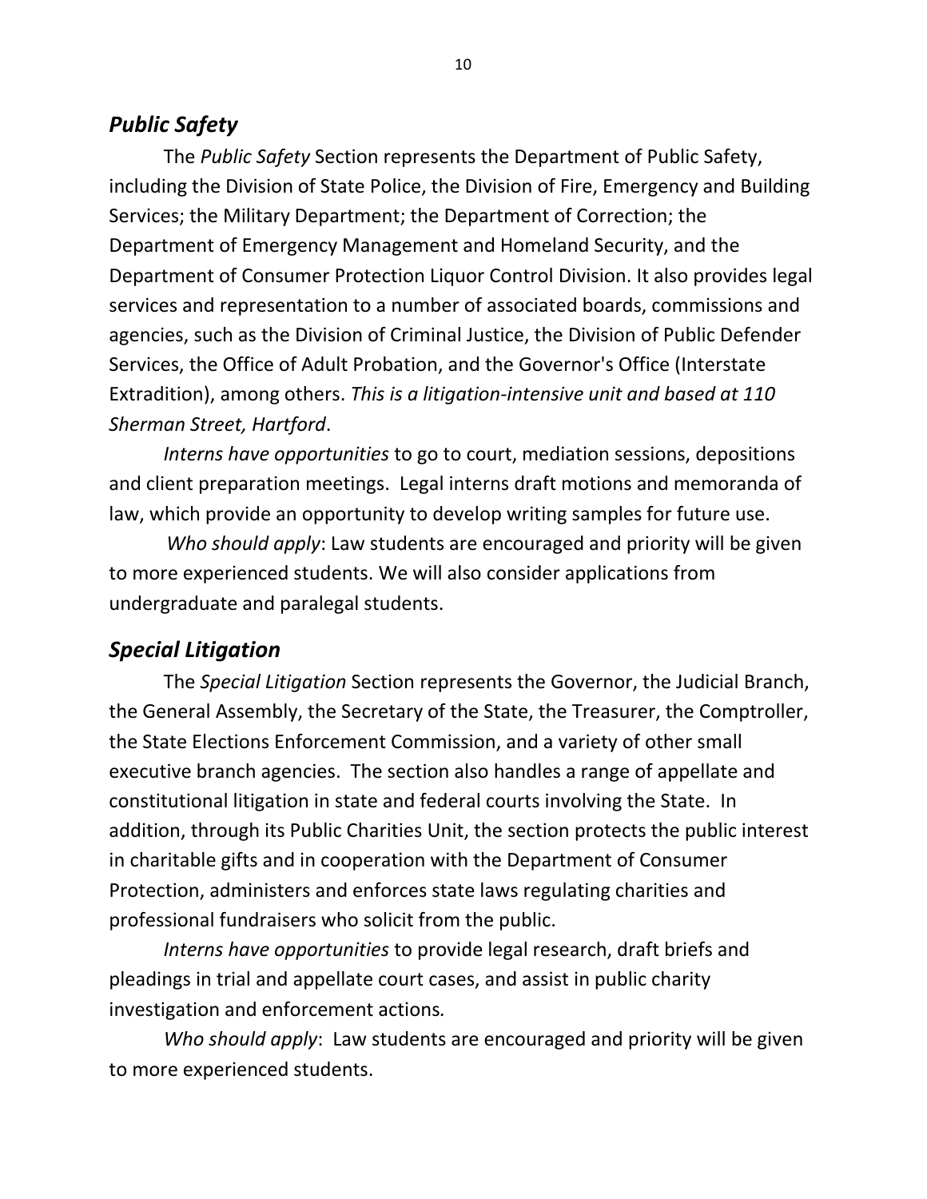## *Public Safety*

The *Public Safety* Section represents the Department of Public Safety, including the Division of State Police, the Division of Fire, Emergency and Building Services; the Military Department; the Department of Correction; the Department of Emergency Management and Homeland Security, and the Department of Consumer Protection Liquor Control Division. It also provides legal services and representation to a number of associated boards, commissions and agencies, such as the Division of Criminal Justice, the Division of Public Defender Services, the Office of Adult Probation, and the Governor's Office (Interstate Extradition), among others. *This is a litigation-intensive unit and based at 110 Sherman Street, Hartford*.

*Interns have opportunities* to go to court, mediation sessions, depositions and client preparation meetings. Legal interns draft motions and memoranda of law, which provide an opportunity to develop writing samples for future use.

*Who should apply*: Law students are encouraged and priority will be given to more experienced students. We will also consider applications from undergraduate and paralegal students.

## *Special Litigation*

The *Special Litigation* Section represents the Governor, the Judicial Branch, the General Assembly, the Secretary of the State, the Treasurer, the Comptroller, the State Elections Enforcement Commission, and a variety of other small executive branch agencies. The section also handles a range of appellate and constitutional litigation in state and federal courts involving the State. In addition, through its Public Charities Unit, the section protects the public interest in charitable gifts and in cooperation with the Department of Consumer Protection, administers and enforces state laws regulating charities and professional fundraisers who solicit from the public.

*Interns have opportunities* to provide legal research, draft briefs and pleadings in trial and appellate court cases, and assist in public charity investigation and enforcement actions.

*Who should apply*: Law students are encouraged and priority will be given to more experienced students.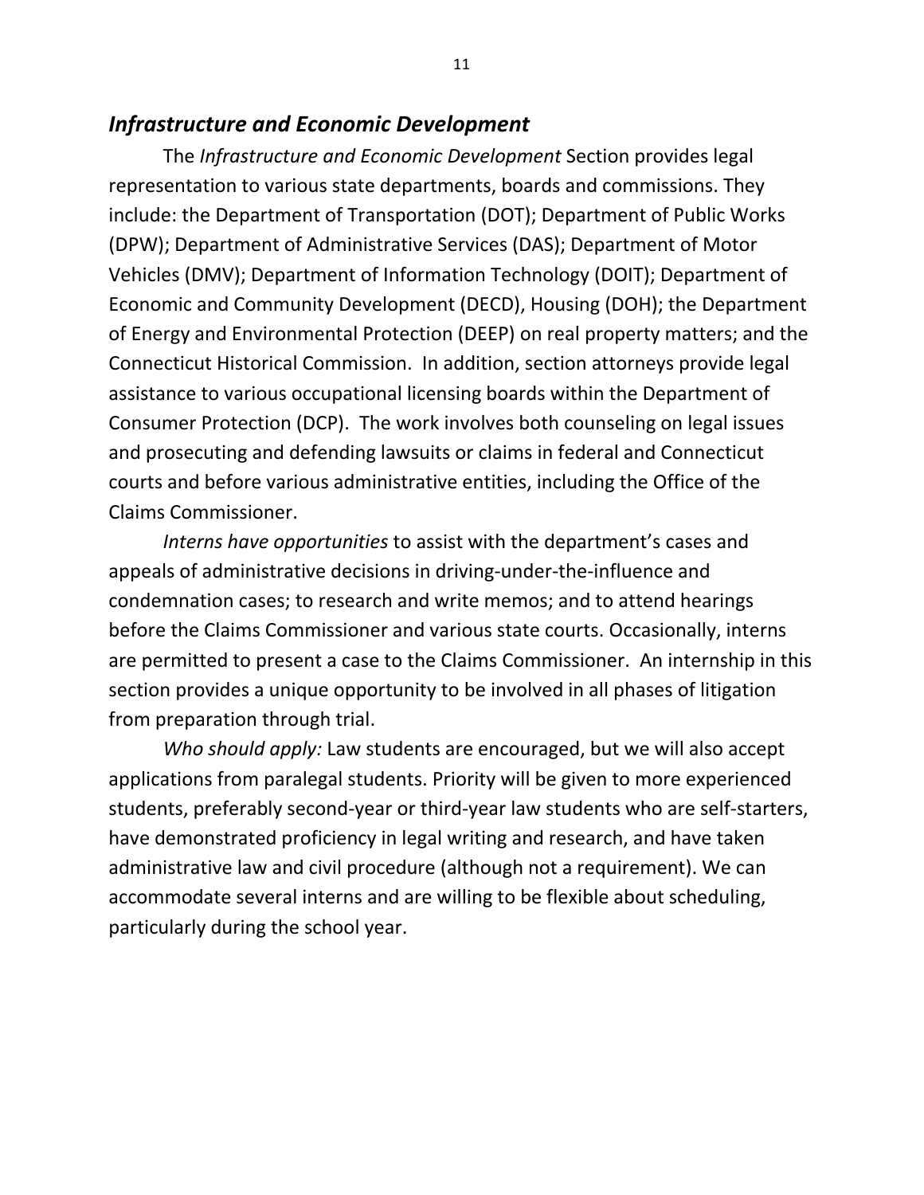## *Infrastructure and Economic Development*

The *Infrastructure and Economic Development* Section provides legal representation to various state departments, boards and commissions. They include: the Department of Transportation (DOT); Department of Public Works (DPW); Department of Administrative Services (DAS); Department of Motor Vehicles (DMV); Department of Information Technology (DOIT); Department of Economic and Community Development (DECD), Housing (DOH); the Department of Energy and Environmental Protection (DEEP) on real property matters; and the Connecticut Historical Commission. In addition, section attorneys provide legal assistance to various occupational licensing boards within the Department of Consumer Protection (DCP). The work involves both counseling on legal issues and prosecuting and defending lawsuits or claims in federal and Connecticut courts and before various administrative entities, including the Office of the Claims Commissioner.

*Interns have opportunities* to assist with the department's cases and appeals of administrative decisions in driving-under-the-influence and condemnation cases; to research and write memos; and to attend hearings before the Claims Commissioner and various state courts. Occasionally, interns are permitted to present a case to the Claims Commissioner. An internship in this section provides a unique opportunity to be involved in all phases of litigation from preparation through trial.

*Who should apply:* Law students are encouraged, but we will also accept applications from paralegal students. Priority will be given to more experienced students, preferably second-year or third-year law students who are self-starters, have demonstrated proficiency in legal writing and research, and have taken administrative law and civil procedure (although not a requirement). We can accommodate several interns and are willing to be flexible about scheduling, particularly during the school year.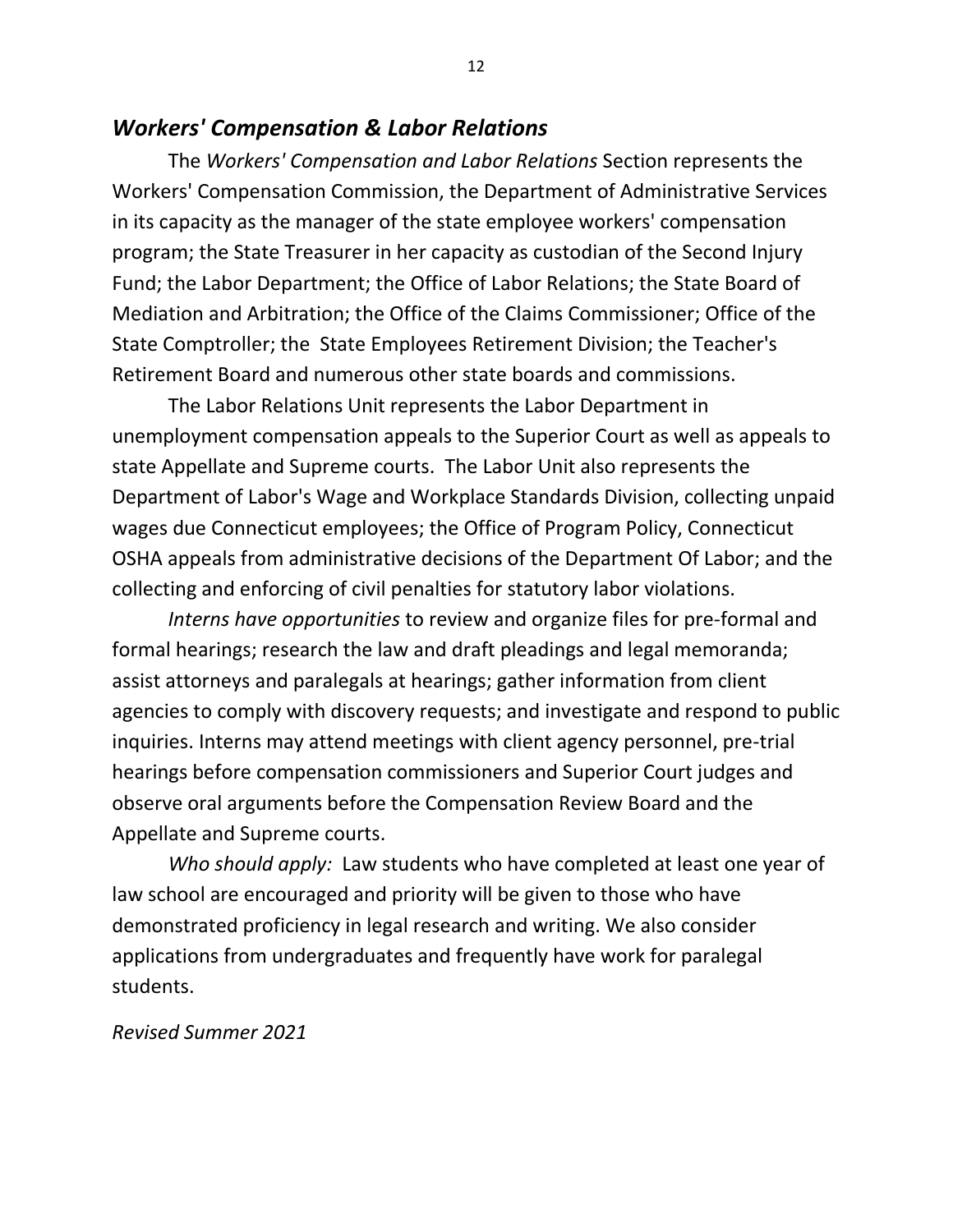## *Workers' Compensation & Labor Relations*

The *Workers' Compensation and Labor Relations* Section represents the Workers' Compensation Commission, the Department of Administrative Services in its capacity as the manager of the state employee workers' compensation program; the State Treasurer in her capacity as custodian of the Second Injury Fund; the Labor Department; the Office of Labor Relations; the State Board of Mediation and Arbitration; the Office of the Claims Commissioner; Office of the State Comptroller; the State Employees Retirement Division; the Teacher's Retirement Board and numerous other state boards and commissions.

The Labor Relations Unit represents the Labor Department in unemployment compensation appeals to the Superior Court as well as appeals to state Appellate and Supreme courts. The Labor Unit also represents the Department of Labor's Wage and Workplace Standards Division, collecting unpaid wages due Connecticut employees; the Office of Program Policy, Connecticut OSHA appeals from administrative decisions of the Department Of Labor; and the collecting and enforcing of civil penalties for statutory labor violations.

*Interns have opportunities* to review and organize files for pre-formal and formal hearings; research the law and draft pleadings and legal memoranda; assist attorneys and paralegals at hearings; gather information from client agencies to comply with discovery requests; and investigate and respond to public inquiries. Interns may attend meetings with client agency personnel, pre-trial hearings before compensation commissioners and Superior Court judges and observe oral arguments before the Compensation Review Board and the Appellate and Supreme courts.

*Who should apply:* Law students who have completed at least one year of law school are encouraged and priority will be given to those who have demonstrated proficiency in legal research and writing. We also consider applications from undergraduates and frequently have work for paralegal students.

*Revised Summer 2021*